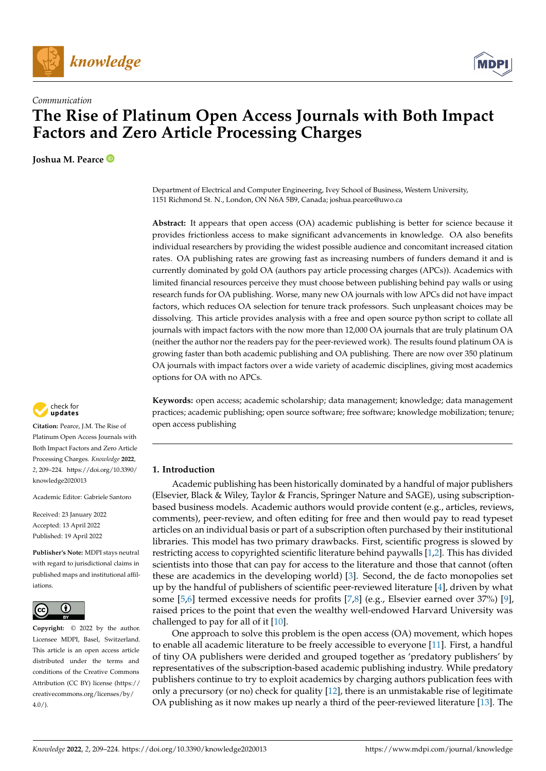*Communication*

# The Rise of Platinum Open Access Journals with Both Impact Factors and Zero Article Processing Charges

**Joshua M. Pearce**

Department of Electrical and Computer Engineering, Ivey School of Business, Western University, 1151 Richmond St. N., London, ON N6A 5B9, Canada; joshua.pearce@uwo.ca

**Abstract:** It appears that open access (OA) academic publishing is better for science because it provides frictionless access to make significant advancements in knowledge. OA also benefits individual researchers by providing the widest possible audience and concomitant increased citation rates. OA publishing rates are growing fast as increasing numbers of funders demand it and is currently dominated by gold OA (authors pay article processing charges (APCs)). Academics with limited financial resources perceive they must choose between publishing behind pay walls or using research funds for OA publishing. Worse, many new OA journals with low APCs did not have impact factors, which reduces OA selection for tenure track professors. Such unpleasant choices may be dissolving. This article provides analysis with a free and open source python script to collate all journals with impact factors with the now more than 12,000 OA journals that are truly platinum OA (neither the author nor the readers pay for the peer-reviewed work). The results found platinum OA is growing faster than both academic publishing and OA publishing. There are now over 350 platinum OA journals with impact factors over a wide variety of academic disciplines, giving most academics options for OA with no APCs.

**Keywords:** open access; academic scholarship; data management; knowledge; data management practices; academic publishing; open source software; free software; knowledge mobilization; tenure; open access publishing

**Citation:** Pearce, J.M. The Rise of Platinum Open Access Journals with Both Impact Factors and Zero Article Processing Charges. *Knowledge* **2022**, *2*, 209–224. https://doi.org/10.3390/knowledge2020013

Academic Editor: Gabriele Santoro

Received: 23 January 2022
Accepted: 13 April 2022
Published: 19 April 2022

**Publisher's Note:** MDPI stays neutral with regard to jurisdictional claims in published maps and institutional affiliations.

**Copyright:** © 2022 by the author. Licensee MDPI, Basel, Switzerland. This article is an open access article distributed under the terms and conditions of the Creative Commons Attribution (CC BY) license (https://creativecommons.org/licenses/by/4.0/).

## 1. Introduction

Academic publishing has been historically dominated by a handful of major publishers (Elsevier, Black & Wiley, Taylor & Francis, Springer Nature and SAGE), using subscription-based business models. Academic authors would provide content (e.g., articles, reviews, comments), peer-review, and often editing for free and then would pay to read typeset articles on an individual basis or part of a subscription often purchased by their institutional libraries. This model has two primary drawbacks. First, scientific progress is slowed by restricting access to copyrighted scientific literature behind paywalls [1,2]. This has divided scientists into those that can pay for access to the literature and those that cannot (often these are academics in the developing world) [3]. Second, the de facto monopolies set up by the handful of publishers of scientific peer-reviewed literature [4], driven by what some [5,6] termed excessive needs for profits [7,8] (e.g., Elsevier earned over 37%) [9], raised prices to the point that even the wealthy well-endowed Harvard University was challenged to pay for all of it [10].

One approach to solve this problem is the open access (OA) movement, which hopes to enable all academic literature to be freely accessible to everyone [11]. First, a handful of tiny OA publishers were derided and grouped together as 'predatory publishers' by representatives of the subscription-based academic publishing industry. While predatory publishers continue to try to exploit academics by charging authors publication fees with only a precursory (or no) check for quality [12], there is an unmistakable rise of legitimate OA publishing as it now makes up nearly a third of the peer-reviewed literature [13]. The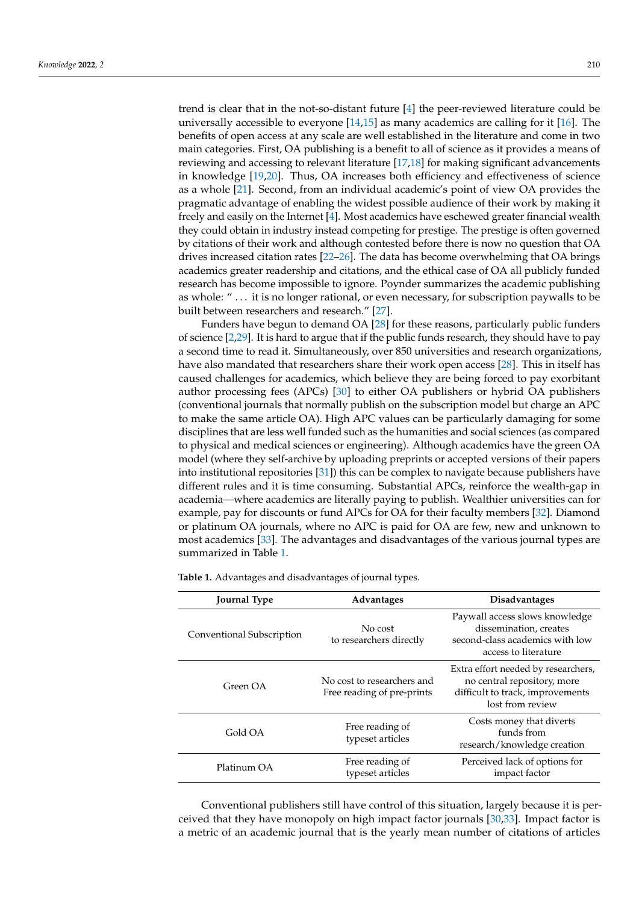trend is clear that in the not-so-distant future [4] the peer-reviewed literature could be universally accessible to everyone [14,15] as many academics are calling for it [16]. The benefits of open access at any scale are well established in the literature and come in two main categories. First, OA publishing is a benefit to all of science as it provides a means of reviewing and accessing to relevant literature [17,18] for making significant advancements in knowledge [19,20]. Thus, OA increases both efficiency and effectiveness of science as a whole [21]. Second, from an individual academic's point of view OA provides the pragmatic advantage of enabling the widest possible audience of their work by making it freely and easily on the Internet [4]. Most academics have eschewed greater financial wealth they could obtain in industry instead competing for prestige. The prestige is often governed by citations of their work and although contested before there is now no question that OA drives increased citation rates [22–26]. The data has become overwhelming that OA brings academics greater readership and citations, and the ethical case of OA all publicly funded research has become impossible to ignore. Poynder summarizes the academic publishing as whole: "... it is no longer rational, or even necessary, for subscription paywalls to be built between researchers and research." [27].

Funders have begun to demand OA [28] for these reasons, particularly public funders of science [2,29]. It is hard to argue that if the public funds research, they should have to pay a second time to read it. Simultaneously, over 850 universities and research organizations, have also mandated that researchers share their work open access [28]. This in itself has caused challenges for academics, which believe they are being forced to pay exorbitant author processing fees (APCs) [30] to either OA publishers or hybrid OA publishers (conventional journals that normally publish on the subscription model but charge an APC to make the same article OA). High APC values can be particularly damaging for some disciplines that are less well funded such as the humanities and social sciences (as compared to physical and medical sciences or engineering). Although academics have the green OA model (where they self-archive by uploading preprints or accepted versions of their papers into institutional repositories [31]) this can be complex to navigate because publishers have different rules and it is time consuming. Substantial APCs, reinforce the wealth-gap in academia—where academics are literally paying to publish. Wealthier universities can for example, pay for discounts or fund APCs for OA for their faculty members [32]. Diamond or platinum OA journals, where no APC is paid for OA are few, new and unknown to most academics [33]. The advantages and disadvantages of the various journal types are summarized in Table 1.

**Table 1.** Advantages and disadvantages of journal types.

| Journal Type | Advantages | Disadvantages |
| --- | --- | --- |
| Conventional Subscription | No cost to researchers directly | Paywall access slows knowledge dissemination, creates second-class academics with low access to literature |
| Green OA | No cost to researchers and Free reading of pre-prints | Extra effort needed by researchers, no central repository, more difficult to track, improvements lost from review |
| Gold OA | Free reading of typeset articles | Costs money that diverts funds from research/knowledge creation |
| Platinum OA | Free reading of typeset articles | Perceived lack of options for impact factor |

Conventional publishers still have control of this situation, largely because it is perceived that they have monopoly on high impact factor journals [30,33]. Impact factor is a metric of an academic journal that is the yearly mean number of citations of articles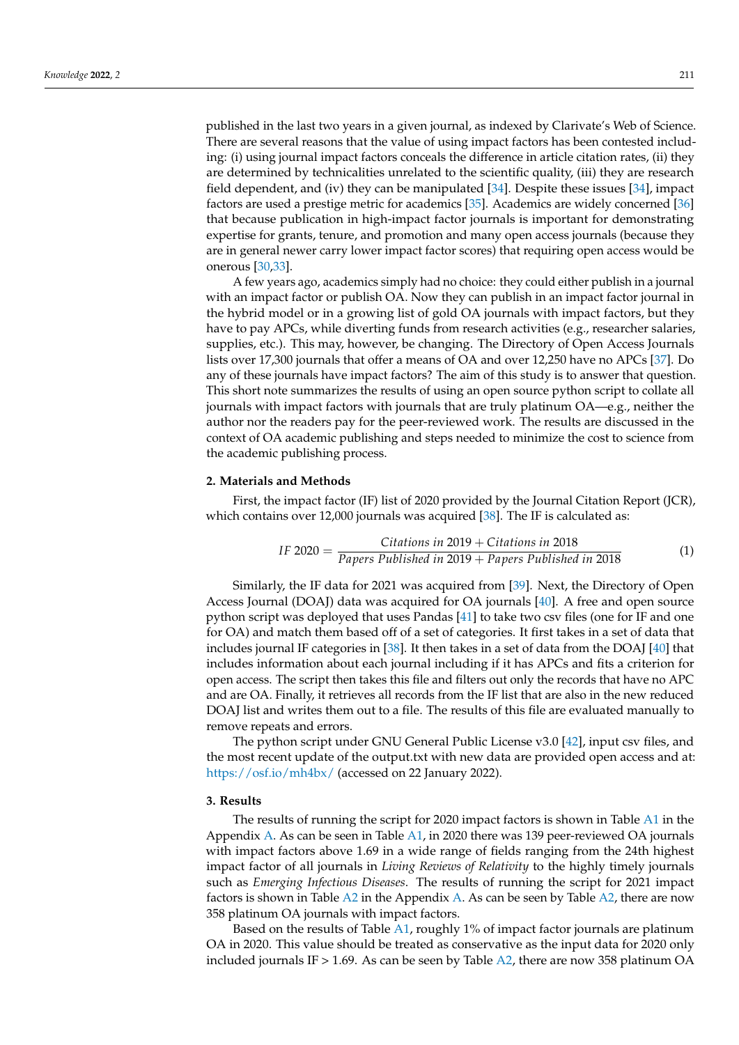published in the last two years in a given journal, as indexed by Clarivate's Web of Science. There are several reasons that the value of using impact factors has been contested including: (i) using journal impact factors conceals the difference in article citation rates, (ii) they are determined by technicalities unrelated to the scientific quality, (iii) they are research field dependent, and (iv) they can be manipulated [34]. Despite these issues [34], impact factors are used a prestige metric for academics [35]. Academics are widely concerned [36] that because publication in high-impact factor journals is important for demonstrating expertise for grants, tenure, and promotion and many open access journals (because they are in general newer carry lower impact factor scores) that requiring open access would be onerous [30,33].

A few years ago, academics simply had no choice: they could either publish in a journal with an impact factor or publish OA. Now they can publish in an impact factor journal in the hybrid model or in a growing list of gold OA journals with impact factors, but they have to pay APCs, while diverting funds from research activities (e.g., researcher salaries, supplies, etc.). This may, however, be changing. The Directory of Open Access Journals lists over 17,300 journals that offer a means of OA and over 12,250 have no APCs [37]. Do any of these journals have impact factors? The aim of this study is to answer that question. This short note summarizes the results of using an open source python script to collate all journals with impact factors with journals that are truly platinum OA—e.g., neither the author nor the readers pay for the peer-reviewed work. The results are discussed in the context of OA academic publishing and steps needed to minimize the cost to science from the academic publishing process.

## 2. Materials and Methods

First, the impact factor (IF) list of 2020 provided by the Journal Citation Report (JCR), which contains over 12,000 journals was acquired [38]. The IF is calculated as:

$$IF\ 2020 = \frac{Citations\ in\ 2019 + Citations\ in\ 2018}{Papers\ Published\ in\ 2019 + Papers\ Published\ in\ 2018} \quad (1)$$

Similarly, the IF data for 2021 was acquired from [39]. Next, the Directory of Open Access Journal (DOAJ) data was acquired for OA journals [40]. A free and open source python script was deployed that uses Pandas [41] to take two csv files (one for IF and one for OA) and match them based off of a set of categories. It first takes in a set of data that includes journal IF categories in [38]. It then takes in a set of data from the DOAJ [40] that includes information about each journal including if it has APCs and fits a criterion for open access. The script then takes this file and filters out only the records that have no APC and are OA. Finally, it retrieves all records from the IF list that are also in the new reduced DOAJ list and writes them out to a file. The results of this file are evaluated manually to remove repeats and errors.

The python script under GNU General Public License v3.0 [42], input csv files, and the most recent update of the output.txt with new data are provided open access and at: https://osf.io/mh4bx/ (accessed on 22 January 2022).

## 3. Results

The results of running the script for 2020 impact factors is shown in Table A1 in the Appendix A. As can be seen in Table A1, in 2020 there was 139 peer-reviewed OA journals with impact factors above 1.69 in a wide range of fields ranging from the 24th highest impact factor of all journals in *Living Reviews of Relativity* to the highly timely journals such as *Emerging Infectious Diseases*. The results of running the script for 2021 impact factors is shown in Table A2 in the Appendix A. As can be seen by Table A2, there are now 358 platinum OA journals with impact factors.

Based on the results of Table A1, roughly 1% of impact factor journals are platinum OA in 2020. This value should be treated as conservative as the input data for 2020 only included journals IF > 1.69. As can be seen by Table A2, there are now 358 platinum OA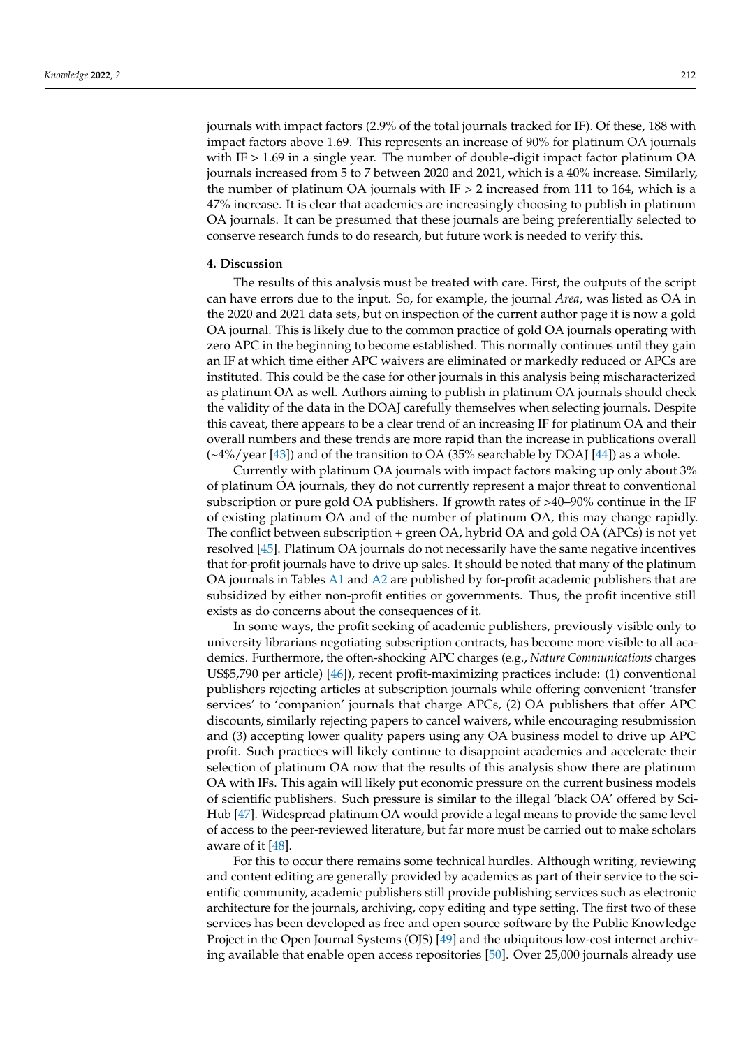journals with impact factors (2.9% of the total journals tracked for IF). Of these, 188 with impact factors above 1.69. This represents an increase of 90% for platinum OA journals with IF > 1.69 in a single year. The number of double-digit impact factor platinum OA journals increased from 5 to 7 between 2020 and 2021, which is a 40% increase. Similarly, the number of platinum OA journals with IF > 2 increased from 111 to 164, which is a 47% increase. It is clear that academics are increasingly choosing to publish in platinum OA journals. It can be presumed that these journals are being preferentially selected to conserve research funds to do research, but future work is needed to verify this.

## 4. Discussion

The results of this analysis must be treated with care. First, the outputs of the script can have errors due to the input. So, for example, the journal *Area*, was listed as OA in the 2020 and 2021 data sets, but on inspection of the current author page it is now a gold OA journal. This is likely due to the common practice of gold OA journals operating with zero APC in the beginning to become established. This normally continues until they gain an IF at which time either APC waivers are eliminated or markedly reduced or APCs are instituted. This could be the case for other journals in this analysis being mischaracterized as platinum OA as well. Authors aiming to publish in platinum OA journals should check the validity of the data in the DOAJ carefully themselves when selecting journals. Despite this caveat, there appears to be a clear trend of an increasing IF for platinum OA and their overall numbers and these trends are more rapid than the increase in publications overall (~4%/year [43]) and of the transition to OA (35% searchable by DOAJ [44]) as a whole.

Currently with platinum OA journals with impact factors making up only about 3% of platinum OA journals, they do not currently represent a major threat to conventional subscription or pure gold OA publishers. If growth rates of >40–90% continue in the IF of existing platinum OA and of the number of platinum OA, this may change rapidly. The conflict between subscription + green OA, hybrid OA and gold OA (APCs) is not yet resolved [45]. Platinum OA journals do not necessarily have the same negative incentives that for-profit journals have to drive up sales. It should be noted that many of the platinum OA journals in Tables A1 and A2 are published by for-profit academic publishers that are subsidized by either non-profit entities or governments. Thus, the profit incentive still exists as do concerns about the consequences of it.

In some ways, the profit seeking of academic publishers, previously visible only to university librarians negotiating subscription contracts, has become more visible to all academics. Furthermore, the often-shocking APC charges (e.g., *Nature Communications* charges US$5,790 per article) [46]), recent profit-maximizing practices include: (1) conventional publishers rejecting articles at subscription journals while offering convenient 'transfer services' to 'companion' journals that charge APCs, (2) OA publishers that offer APC discounts, similarly rejecting papers to cancel waivers, while encouraging resubmission and (3) accepting lower quality papers using any OA business model to drive up APC profit. Such practices will likely continue to disappoint academics and accelerate their selection of platinum OA now that the results of this analysis show there are platinum OA with IFs. This again will likely put economic pressure on the current business models of scientific publishers. Such pressure is similar to the illegal 'black OA' offered by Sci-Hub [47]. Widespread platinum OA would provide a legal means to provide the same level of access to the peer-reviewed literature, but far more must be carried out to make scholars aware of it [48].

For this to occur there remains some technical hurdles. Although writing, reviewing and content editing are generally provided by academics as part of their service to the scientific community, academic publishers still provide publishing services such as electronic architecture for the journals, archiving, copy editing and type setting. The first two of these services has been developed as free and open source software by the Public Knowledge Project in the Open Journal Systems (OJS) [49] and the ubiquitous low-cost internet archiving available that enable open access repositories [50]. Over 25,000 journals already use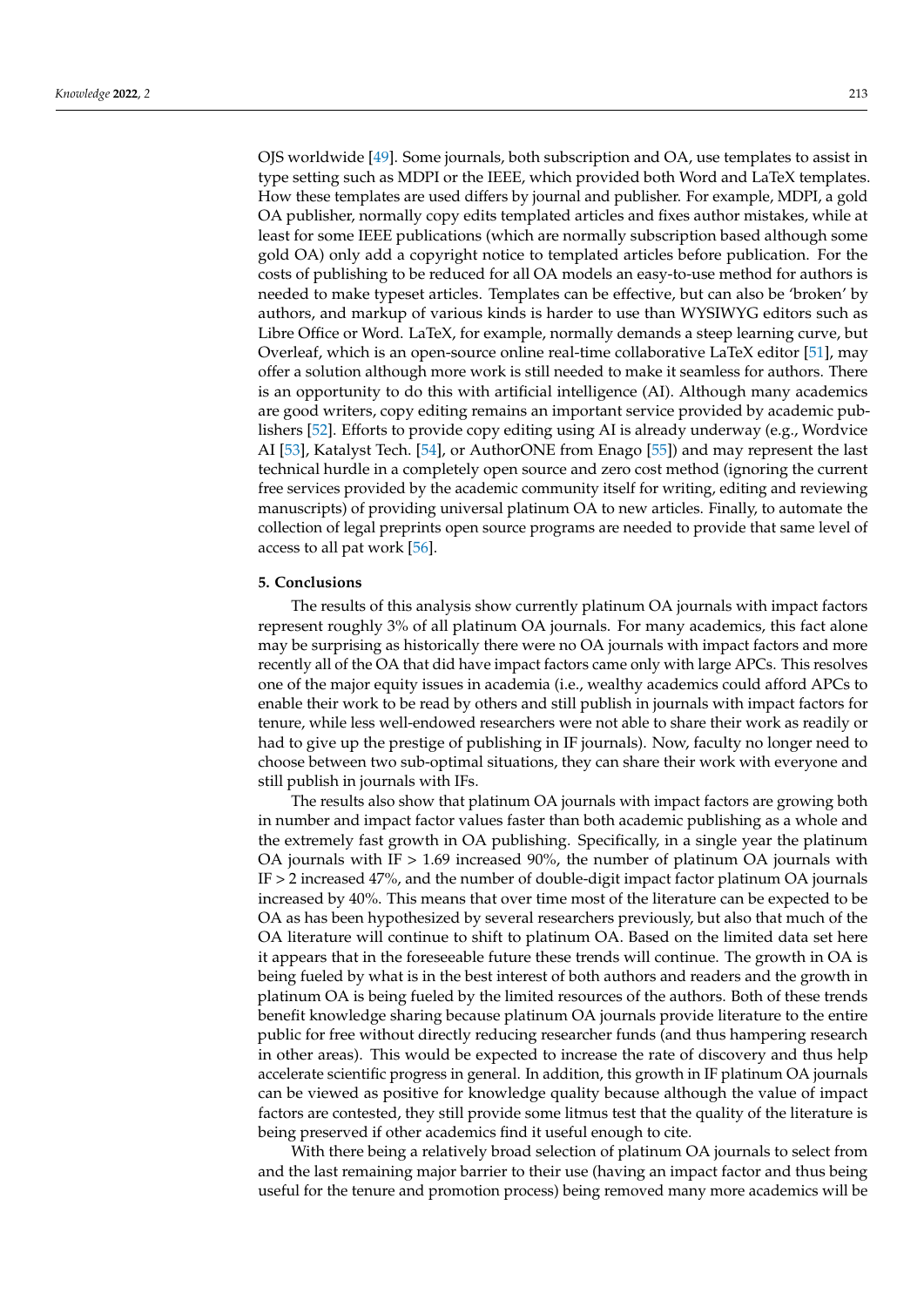OJS worldwide [49]. Some journals, both subscription and OA, use templates to assist in type setting such as MDPI or the IEEE, which provided both Word and LaTeX templates. How these templates are used differs by journal and publisher. For example, MDPI, a gold OA publisher, normally copy edits templated articles and fixes author mistakes, while at least for some IEEE publications (which are normally subscription based although some gold OA) only add a copyright notice to templated articles before publication. For the costs of publishing to be reduced for all OA models an easy-to-use method for authors is needed to make typeset articles. Templates can be effective, but can also be 'broken' by authors, and markup of various kinds is harder to use than WYSIWYG editors such as Libre Office or Word. LaTeX, for example, normally demands a steep learning curve, but Overleaf, which is an open-source online real-time collaborative LaTeX editor [51], may offer a solution although more work is still needed to make it seamless for authors. There is an opportunity to do this with artificial intelligence (AI). Although many academics are good writers, copy editing remains an important service provided by academic publishers [52]. Efforts to provide copy editing using AI is already underway (e.g., Wordvice AI [53], Katalyst Tech. [54], or AuthorONE from Enago [55]) and may represent the last technical hurdle in a completely open source and zero cost method (ignoring the current free services provided by the academic community itself for writing, editing and reviewing manuscripts) of providing universal platinum OA to new articles. Finally, to automate the collection of legal preprints open source programs are needed to provide that same level of access to all pat work [56].

## 5. Conclusions

The results of this analysis show currently platinum OA journals with impact factors represent roughly 3% of all platinum OA journals. For many academics, this fact alone may be surprising as historically there were no OA journals with impact factors and more recently all of the OA that did have impact factors came only with large APCs. This resolves one of the major equity issues in academia (i.e., wealthy academics could afford APCs to enable their work to be read by others and still publish in journals with impact factors for tenure, while less well-endowed researchers were not able to share their work as readily or had to give up the prestige of publishing in IF journals). Now, faculty no longer need to choose between two sub-optimal situations, they can share their work with everyone and still publish in journals with IFs.

The results also show that platinum OA journals with impact factors are growing both in number and impact factor values faster than both academic publishing as a whole and the extremely fast growth in OA publishing. Specifically, in a single year the platinum OA journals with IF > 1.69 increased 90%, the number of platinum OA journals with IF > 2 increased 47%, and the number of double-digit impact factor platinum OA journals increased by 40%. This means that over time most of the literature can be expected to be OA as has been hypothesized by several researchers previously, but also that much of the OA literature will continue to shift to platinum OA. Based on the limited data set here it appears that in the foreseeable future these trends will continue. The growth in OA is being fueled by what is in the best interest of both authors and readers and the growth in platinum OA is being fueled by the limited resources of the authors. Both of these trends benefit knowledge sharing because platinum OA journals provide literature to the entire public for free without directly reducing researcher funds (and thus hampering research in other areas). This would be expected to increase the rate of discovery and thus help accelerate scientific progress in general. In addition, this growth in IF platinum OA journals can be viewed as positive for knowledge quality because although the value of impact factors are contested, they still provide some litmus test that the quality of the literature is being preserved if other academics find it useful enough to cite.

With there being a relatively broad selection of platinum OA journals to select from and the last remaining major barrier to their use (having an impact factor and thus being useful for the tenure and promotion process) being removed many more academics will be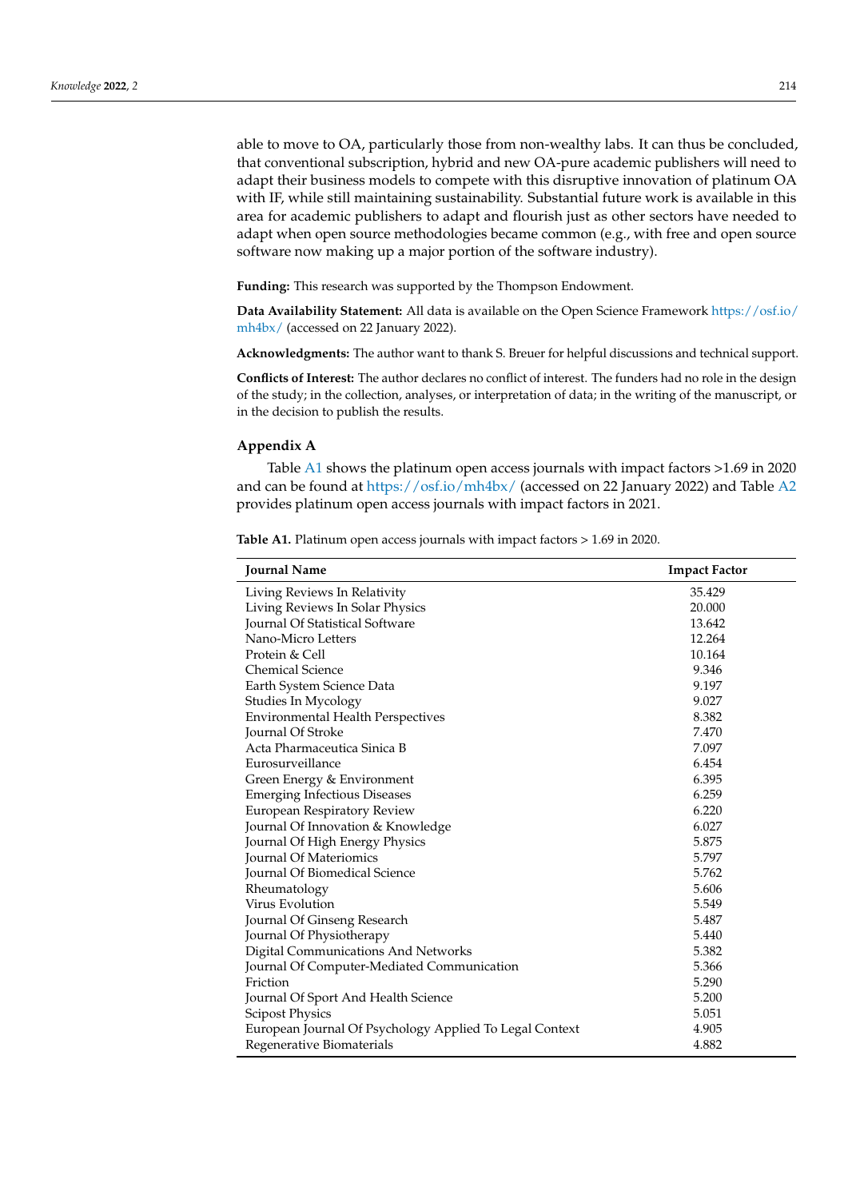able to move to OA, particularly those from non-wealthy labs. It can thus be concluded, that conventional subscription, hybrid and new OA-pure academic publishers will need to adapt their business models to compete with this disruptive innovation of platinum OA with IF, while still maintaining sustainability. Substantial future work is available in this area for academic publishers to adapt and flourish just as other sectors have needed to adapt when open source methodologies became common (e.g., with free and open source software now making up a major portion of the software industry).

**Funding:** This research was supported by the Thompson Endowment.

**Data Availability Statement:** All data is available on the Open Science Framework https://osf.io/mh4bx/ (accessed on 22 January 2022).

**Acknowledgments:** The author want to thank S. Breuer for helpful discussions and technical support.

**Conflicts of Interest:** The author declares no conflict of interest. The funders had no role in the design of the study; in the collection, analyses, or interpretation of data; in the writing of the manuscript, or in the decision to publish the results.

## Appendix A

Table A1 shows the platinum open access journals with impact factors >1.69 in 2020 and can be found at https://osf.io/mh4bx/ (accessed on 22 January 2022) and Table A2 provides platinum open access journals with impact factors in 2021.

**Table A1.** Platinum open access journals with impact factors > 1.69 in 2020.

| Journal Name | Impact Factor |
|---|---|
| Living Reviews In Relativity | 35.429 |
| Living Reviews In Solar Physics | 20.000 |
| Journal Of Statistical Software | 13.642 |
| Nano-Micro Letters | 12.264 |
| Protein & Cell | 10.164 |
| Chemical Science | 9.346 |
| Earth System Science Data | 9.197 |
| Studies In Mycology | 9.027 |
| Environmental Health Perspectives | 8.382 |
| Journal Of Stroke | 7.470 |
| Acta Pharmaceutica Sinica B | 7.097 |
| Eurosurveillance | 6.454 |
| Green Energy & Environment | 6.395 |
| Emerging Infectious Diseases | 6.259 |
| European Respiratory Review | 6.220 |
| Journal Of Innovation & Knowledge | 6.027 |
| Journal Of High Energy Physics | 5.875 |
| Journal Of Materiomics | 5.797 |
| Journal Of Biomedical Science | 5.762 |
| Rheumatology | 5.606 |
| Virus Evolution | 5.549 |
| Journal Of Ginseng Research | 5.487 |
| Journal Of Physiotherapy | 5.440 |
| Digital Communications And Networks | 5.382 |
| Journal Of Computer-Mediated Communication | 5.366 |
| Friction | 5.290 |
| Journal Of Sport And Health Science | 5.200 |
| Scipost Physics | 5.051 |
| European Journal Of Psychology Applied To Legal Context | 4.905 |
| Regenerative Biomaterials | 4.882 |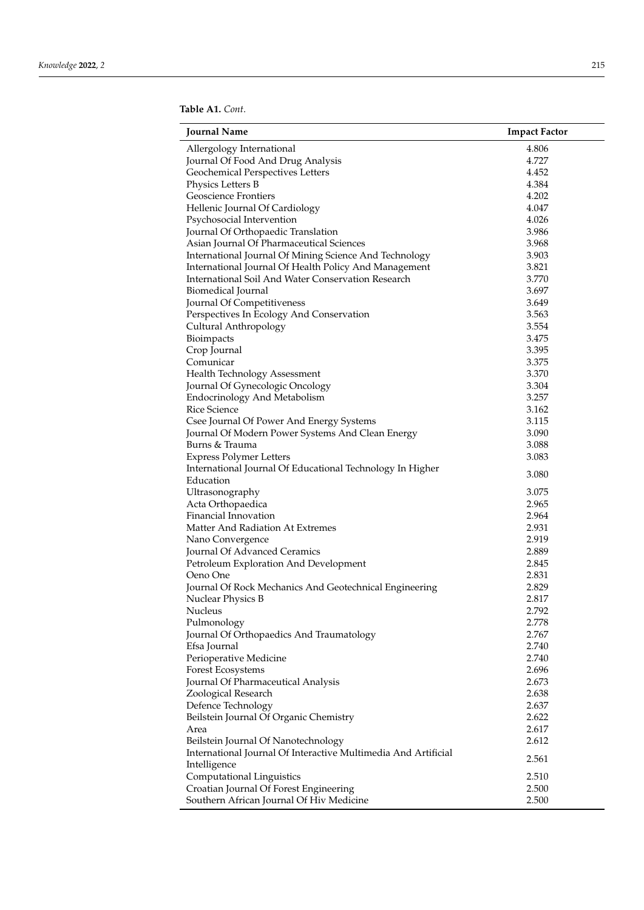**Table A1.** *Cont.*

| Journal Name | Impact Factor |
|---|---|
| Allergology International | 4.806 |
| Journal Of Food And Drug Analysis | 4.727 |
| Geochemical Perspectives Letters | 4.452 |
| Physics Letters B | 4.384 |
| Geoscience Frontiers | 4.202 |
| Hellenic Journal Of Cardiology | 4.047 |
| Psychosocial Intervention | 4.026 |
| Journal Of Orthopaedic Translation | 3.986 |
| Asian Journal Of Pharmaceutical Sciences | 3.968 |
| International Journal Of Mining Science And Technology | 3.903 |
| International Journal Of Health Policy And Management | 3.821 |
| International Soil And Water Conservation Research | 3.770 |
| Biomedical Journal | 3.697 |
| Journal Of Competitiveness | 3.649 |
| Perspectives In Ecology And Conservation | 3.563 |
| Cultural Anthropology | 3.554 |
| Bioimpacts | 3.475 |
| Crop Journal | 3.395 |
| Comunicar | 3.375 |
| Health Technology Assessment | 3.370 |
| Journal Of Gynecologic Oncology | 3.304 |
| Endocrinology And Metabolism | 3.257 |
| Rice Science | 3.162 |
| Csee Journal Of Power And Energy Systems | 3.115 |
| Journal Of Modern Power Systems And Clean Energy | 3.090 |
| Burns & Trauma | 3.088 |
| Express Polymer Letters | 3.083 |
| International Journal Of Educational Technology In Higher Education | 3.080 |
| Ultrasonography | 3.075 |
| Acta Orthopaedica | 2.965 |
| Financial Innovation | 2.964 |
| Matter And Radiation At Extremes | 2.931 |
| Nano Convergence | 2.919 |
| Journal Of Advanced Ceramics | 2.889 |
| Petroleum Exploration And Development | 2.845 |
| Oeno One | 2.831 |
| Journal Of Rock Mechanics And Geotechnical Engineering | 2.829 |
| Nuclear Physics B | 2.817 |
| Nucleus | 2.792 |
| Pulmonology | 2.778 |
| Journal Of Orthopaedics And Traumatology | 2.767 |
| Efsa Journal | 2.740 |
| Perioperative Medicine | 2.740 |
| Forest Ecosystems | 2.696 |
| Journal Of Pharmaceutical Analysis | 2.673 |
| Zoological Research | 2.638 |
| Defence Technology | 2.637 |
| Beilstein Journal Of Organic Chemistry | 2.622 |
| Area | 2.617 |
| Beilstein Journal Of Nanotechnology | 2.612 |
| International Journal Of Interactive Multimedia And Artificial Intelligence | 2.561 |
| Computational Linguistics | 2.510 |
| Croatian Journal Of Forest Engineering | 2.500 |
| Southern African Journal Of Hiv Medicine | 2.500 |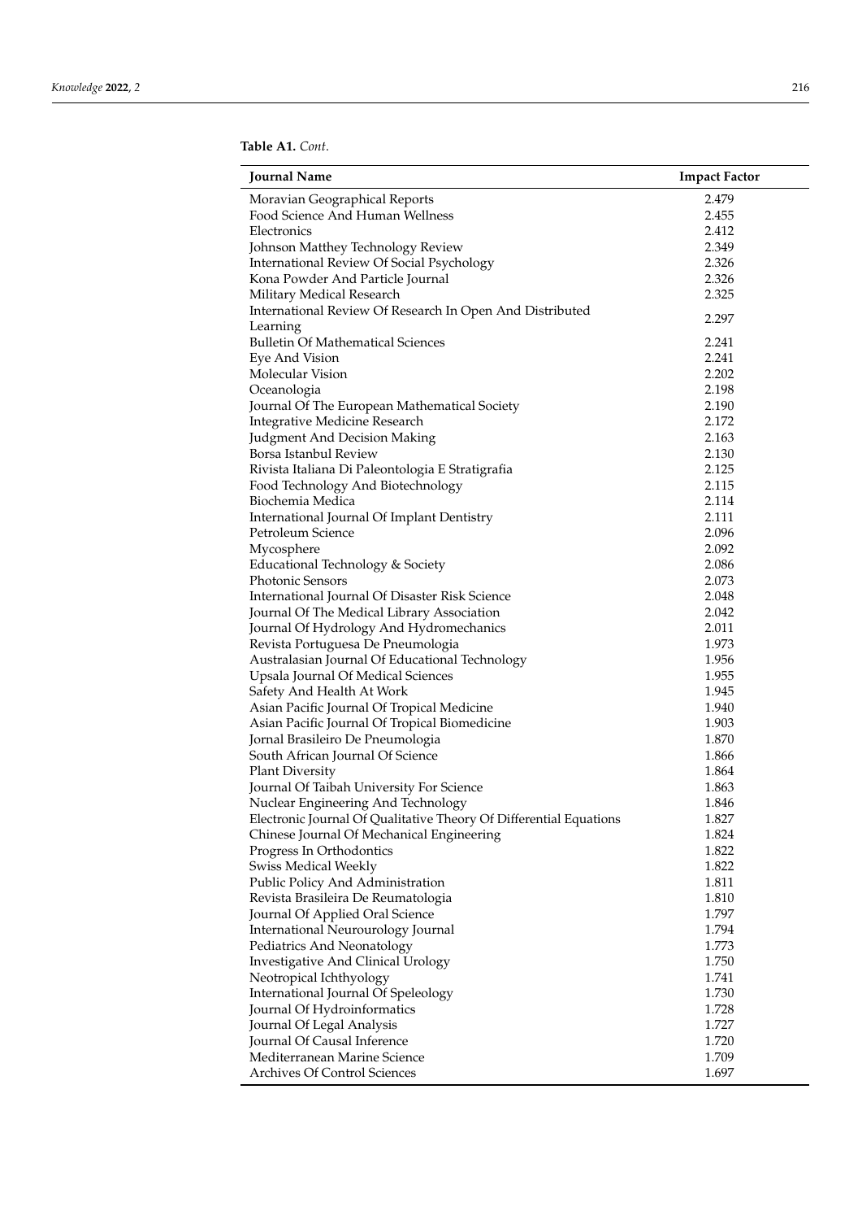**Table A1.** *Cont.*

| Journal Name | Impact Factor |
|---|---|
| Moravian Geographical Reports | 2.479 |
| Food Science And Human Wellness | 2.455 |
| Electronics | 2.412 |
| Johnson Matthey Technology Review | 2.349 |
| International Review Of Social Psychology | 2.326 |
| Kona Powder And Particle Journal | 2.326 |
| Military Medical Research | 2.325 |
| International Review Of Research In Open And Distributed Learning | 2.297 |
| Bulletin Of Mathematical Sciences | 2.241 |
| Eye And Vision | 2.241 |
| Molecular Vision | 2.202 |
| Oceanologia | 2.198 |
| Journal Of The European Mathematical Society | 2.190 |
| Integrative Medicine Research | 2.172 |
| Judgment And Decision Making | 2.163 |
| Borsa Istanbul Review | 2.130 |
| Rivista Italiana Di Paleontologia E Stratigrafia | 2.125 |
| Food Technology And Biotechnology | 2.115 |
| Biochemia Medica | 2.114 |
| International Journal Of Implant Dentistry | 2.111 |
| Petroleum Science | 2.096 |
| Mycosphere | 2.092 |
| Educational Technology & Society | 2.086 |
| Photonic Sensors | 2.073 |
| International Journal Of Disaster Risk Science | 2.048 |
| Journal Of The Medical Library Association | 2.042 |
| Journal Of Hydrology And Hydromechanics | 2.011 |
| Revista Portuguesa De Pneumologia | 1.973 |
| Australasian Journal Of Educational Technology | 1.956 |
| Upsala Journal Of Medical Sciences | 1.955 |
| Safety And Health At Work | 1.945 |
| Asian Pacific Journal Of Tropical Medicine | 1.940 |
| Asian Pacific Journal Of Tropical Biomedicine | 1.903 |
| Jornal Brasileiro De Pneumologia | 1.870 |
| South African Journal Of Science | 1.866 |
| Plant Diversity | 1.864 |
| Journal Of Taibah University For Science | 1.863 |
| Nuclear Engineering And Technology | 1.846 |
| Electronic Journal Of Qualitative Theory Of Differential Equations | 1.827 |
| Chinese Journal Of Mechanical Engineering | 1.824 |
| Progress In Orthodontics | 1.822 |
| Swiss Medical Weekly | 1.822 |
| Public Policy And Administration | 1.811 |
| Revista Brasileira De Reumatologia | 1.810 |
| Journal Of Applied Oral Science | 1.797 |
| International Neurourology Journal | 1.794 |
| Pediatrics And Neonatology | 1.773 |
| Investigative And Clinical Urology | 1.750 |
| Neotropical Ichthyology | 1.741 |
| International Journal Of Speleology | 1.730 |
| Journal Of Hydroinformatics | 1.728 |
| Journal Of Legal Analysis | 1.727 |
| Journal Of Causal Inference | 1.720 |
| Mediterranean Marine Science | 1.709 |
| Archives Of Control Sciences | 1.697 |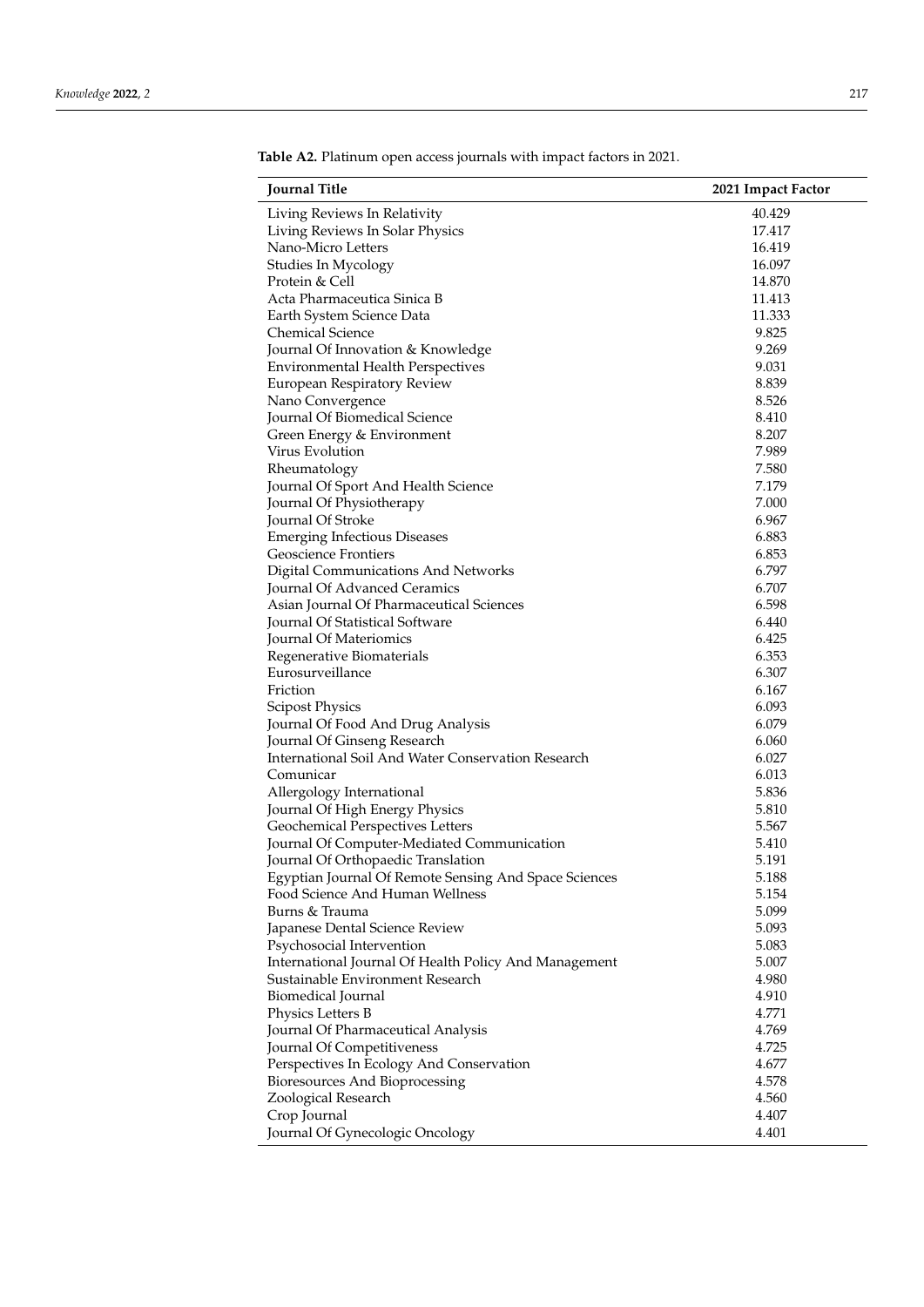**Table A2.** Platinum open access journals with impact factors in 2021.

| Journal Title | 2021 Impact Factor |
| --- | --- |
| Living Reviews In Relativity | 40.429 |
| Living Reviews In Solar Physics | 17.417 |
| Nano-Micro Letters | 16.419 |
| Studies In Mycology | 16.097 |
| Protein & Cell | 14.870 |
| Acta Pharmaceutica Sinica B | 11.413 |
| Earth System Science Data | 11.333 |
| Chemical Science | 9.825 |
| Journal Of Innovation & Knowledge | 9.269 |
| Environmental Health Perspectives | 9.031 |
| European Respiratory Review | 8.839 |
| Nano Convergence | 8.526 |
| Journal Of Biomedical Science | 8.410 |
| Green Energy & Environment | 8.207 |
| Virus Evolution | 7.989 |
| Rheumatology | 7.580 |
| Journal Of Sport And Health Science | 7.179 |
| Journal Of Physiotherapy | 7.000 |
| Journal Of Stroke | 6.967 |
| Emerging Infectious Diseases | 6.883 |
| Geoscience Frontiers | 6.853 |
| Digital Communications And Networks | 6.797 |
| Journal Of Advanced Ceramics | 6.707 |
| Asian Journal Of Pharmaceutical Sciences | 6.598 |
| Journal Of Statistical Software | 6.440 |
| Journal Of Materiomics | 6.425 |
| Regenerative Biomaterials | 6.353 |
| Eurosurveillance | 6.307 |
| Friction | 6.167 |
| Scipost Physics | 6.093 |
| Journal Of Food And Drug Analysis | 6.079 |
| Journal Of Ginseng Research | 6.060 |
| International Soil And Water Conservation Research | 6.027 |
| Comunicar | 6.013 |
| Allergology International | 5.836 |
| Journal Of High Energy Physics | 5.810 |
| Geochemical Perspectives Letters | 5.567 |
| Journal Of Computer-Mediated Communication | 5.410 |
| Journal Of Orthopaedic Translation | 5.191 |
| Egyptian Journal Of Remote Sensing And Space Sciences | 5.188 |
| Food Science And Human Wellness | 5.154 |
| Burns & Trauma | 5.099 |
| Japanese Dental Science Review | 5.093 |
| Psychosocial Intervention | 5.083 |
| International Journal Of Health Policy And Management | 5.007 |
| Sustainable Environment Research | 4.980 |
| Biomedical Journal | 4.910 |
| Physics Letters B | 4.771 |
| Journal Of Pharmaceutical Analysis | 4.769 |
| Journal Of Competitiveness | 4.725 |
| Perspectives In Ecology And Conservation | 4.677 |
| Bioresources And Bioprocessing | 4.578 |
| Zoological Research | 4.560 |
| Crop Journal | 4.407 |
| Journal Of Gynecologic Oncology | 4.401 |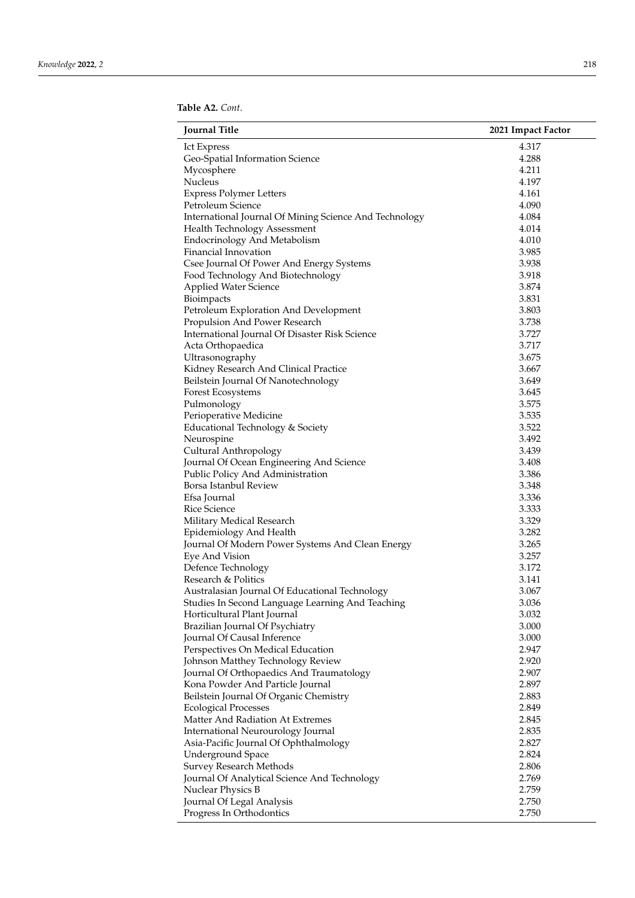**Table A2.** *Cont.*

| Journal Title | 2021 Impact Factor |
| --- | --- |
| Ict Express | 4.317 |
| Geo-Spatial Information Science | 4.288 |
| Mycosphere | 4.211 |
| Nucleus | 4.197 |
| Express Polymer Letters | 4.161 |
| Petroleum Science | 4.090 |
| International Journal Of Mining Science And Technology | 4.084 |
| Health Technology Assessment | 4.014 |
| Endocrinology And Metabolism | 4.010 |
| Financial Innovation | 3.985 |
| Csee Journal Of Power And Energy Systems | 3.938 |
| Food Technology And Biotechnology | 3.918 |
| Applied Water Science | 3.874 |
| Bioimpacts | 3.831 |
| Petroleum Exploration And Development | 3.803 |
| Propulsion And Power Research | 3.738 |
| International Journal Of Disaster Risk Science | 3.727 |
| Acta Orthopaedica | 3.717 |
| Ultrasonography | 3.675 |
| Kidney Research And Clinical Practice | 3.667 |
| Beilstein Journal Of Nanotechnology | 3.649 |
| Forest Ecosystems | 3.645 |
| Pulmonology | 3.575 |
| Perioperative Medicine | 3.535 |
| Educational Technology & Society | 3.522 |
| Neurospine | 3.492 |
| Cultural Anthropology | 3.439 |
| Journal Of Ocean Engineering And Science | 3.408 |
| Public Policy And Administration | 3.386 |
| Borsa Istanbul Review | 3.348 |
| Efsa Journal | 3.336 |
| Rice Science | 3.333 |
| Military Medical Research | 3.329 |
| Epidemiology And Health | 3.282 |
| Journal Of Modern Power Systems And Clean Energy | 3.265 |
| Eye And Vision | 3.257 |
| Defence Technology | 3.172 |
| Research & Politics | 3.141 |
| Australasian Journal Of Educational Technology | 3.067 |
| Studies In Second Language Learning And Teaching | 3.036 |
| Horticultural Plant Journal | 3.032 |
| Brazilian Journal Of Psychiatry | 3.000 |
| Journal Of Causal Inference | 3.000 |
| Perspectives On Medical Education | 2.947 |
| Johnson Matthey Technology Review | 2.920 |
| Journal Of Orthopaedics And Traumatology | 2.907 |
| Kona Powder And Particle Journal | 2.897 |
| Beilstein Journal Of Organic Chemistry | 2.883 |
| Ecological Processes | 2.849 |
| Matter And Radiation At Extremes | 2.845 |
| International Neurourology Journal | 2.835 |
| Asia-Pacific Journal Of Ophthalmology | 2.827 |
| Underground Space | 2.824 |
| Survey Research Methods | 2.806 |
| Journal Of Analytical Science And Technology | 2.769 |
| Nuclear Physics B | 2.759 |
| Journal Of Legal Analysis | 2.750 |
| Progress In Orthodontics | 2.750 |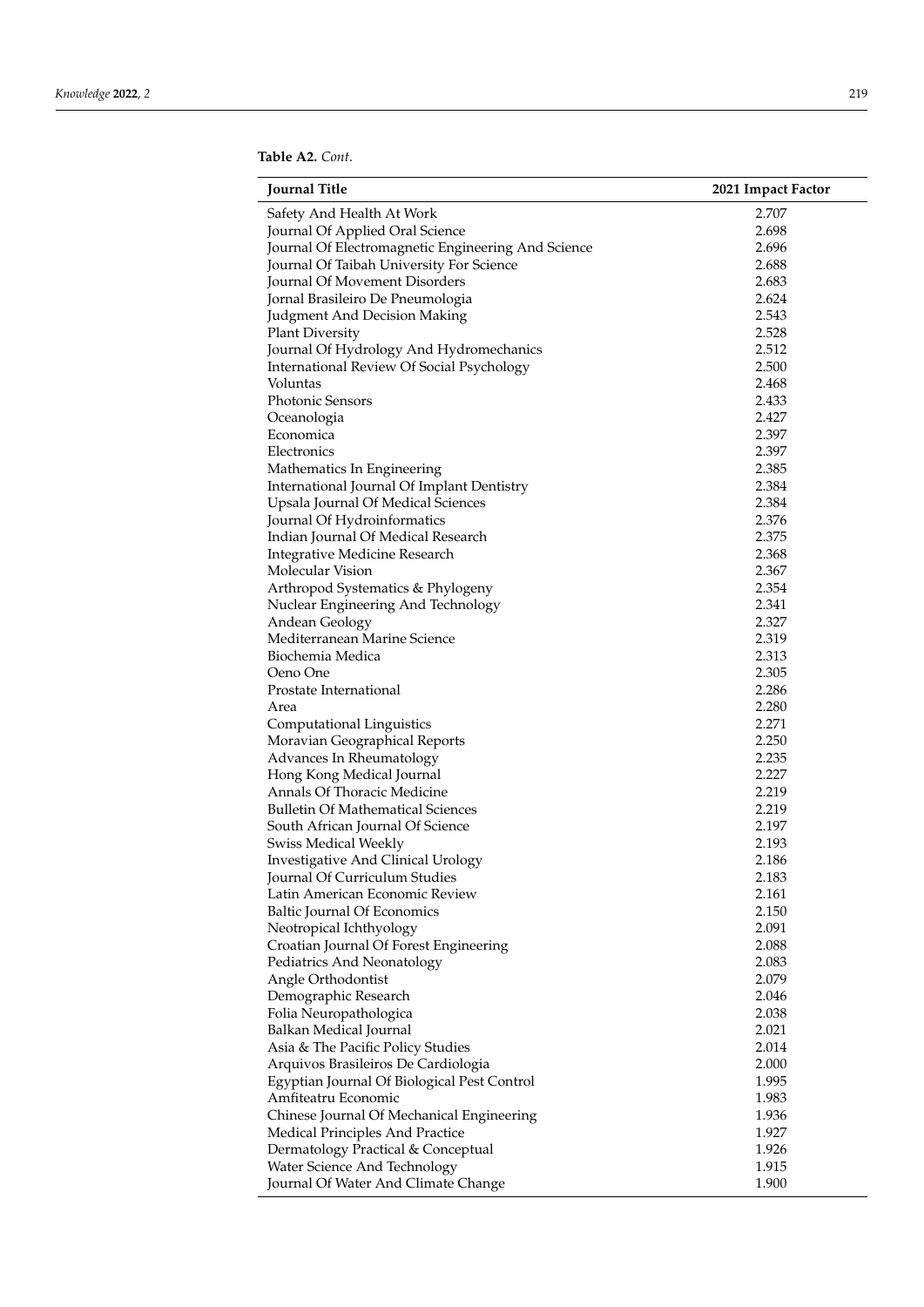**Table A2.** *Cont.*

| Journal Title | 2021 Impact Factor |
|---|---|
| Safety And Health At Work | 2.707 |
| Journal Of Applied Oral Science | 2.698 |
| Journal Of Electromagnetic Engineering And Science | 2.696 |
| Journal Of Taibah University For Science | 2.688 |
| Journal Of Movement Disorders | 2.683 |
| Jornal Brasileiro De Pneumologia | 2.624 |
| Judgment And Decision Making | 2.543 |
| Plant Diversity | 2.528 |
| Journal Of Hydrology And Hydromechanics | 2.512 |
| International Review Of Social Psychology | 2.500 |
| Voluntas | 2.468 |
| Photonic Sensors | 2.433 |
| Oceanologia | 2.427 |
| Economica | 2.397 |
| Electronics | 2.397 |
| Mathematics In Engineering | 2.385 |
| International Journal Of Implant Dentistry | 2.384 |
| Upsala Journal Of Medical Sciences | 2.384 |
| Journal Of Hydroinformatics | 2.376 |
| Indian Journal Of Medical Research | 2.375 |
| Integrative Medicine Research | 2.368 |
| Molecular Vision | 2.367 |
| Arthropod Systematics & Phylogeny | 2.354 |
| Nuclear Engineering And Technology | 2.341 |
| Andean Geology | 2.327 |
| Mediterranean Marine Science | 2.319 |
| Biochemia Medica | 2.313 |
| Oeno One | 2.305 |
| Prostate International | 2.286 |
| Area | 2.280 |
| Computational Linguistics | 2.271 |
| Moravian Geographical Reports | 2.250 |
| Advances In Rheumatology | 2.235 |
| Hong Kong Medical Journal | 2.227 |
| Annals Of Thoracic Medicine | 2.219 |
| Bulletin Of Mathematical Sciences | 2.219 |
| South African Journal Of Science | 2.197 |
| Swiss Medical Weekly | 2.193 |
| Investigative And Clinical Urology | 2.186 |
| Journal Of Curriculum Studies | 2.183 |
| Latin American Economic Review | 2.161 |
| Baltic Journal Of Economics | 2.150 |
| Neotropical Ichthyology | 2.091 |
| Croatian Journal Of Forest Engineering | 2.088 |
| Pediatrics And Neonatology | 2.083 |
| Angle Orthodontist | 2.079 |
| Demographic Research | 2.046 |
| Folia Neuropathologica | 2.038 |
| Balkan Medical Journal | 2.021 |
| Asia & The Pacific Policy Studies | 2.014 |
| Arquivos Brasileiros De Cardiologia | 2.000 |
| Egyptian Journal Of Biological Pest Control | 1.995 |
| Amfiteatru Economic | 1.983 |
| Chinese Journal Of Mechanical Engineering | 1.936 |
| Medical Principles And Practice | 1.927 |
| Dermatology Practical & Conceptual | 1.926 |
| Water Science And Technology | 1.915 |
| Journal Of Water And Climate Change | 1.900 |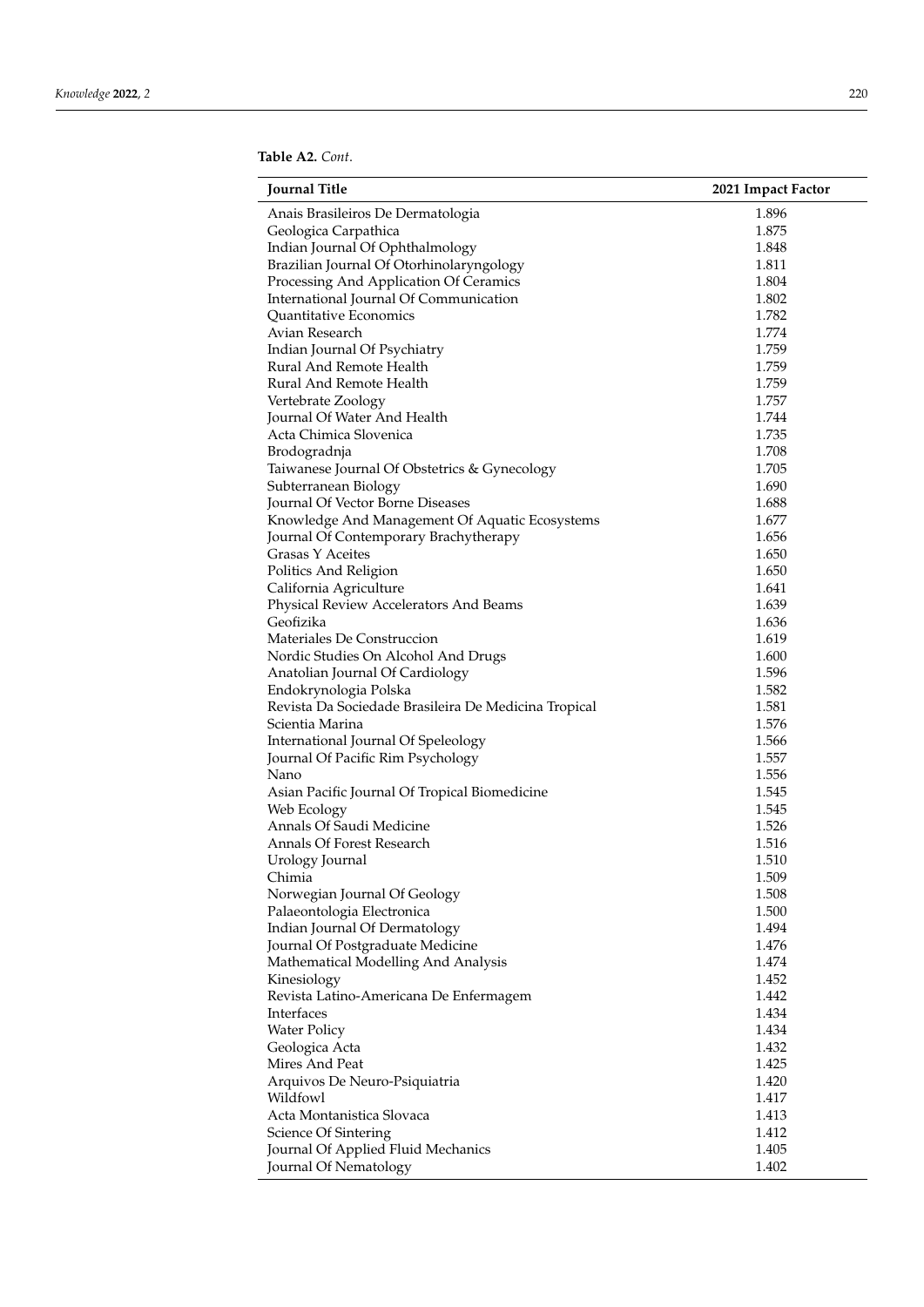**Table A2.** *Cont.*

| Journal Title | 2021 Impact Factor |
|---|---|
| Anais Brasileiros De Dermatologia | 1.896 |
| Geologica Carpathica | 1.875 |
| Indian Journal Of Ophthalmology | 1.848 |
| Brazilian Journal Of Otorhinolaryngology | 1.811 |
| Processing And Application Of Ceramics | 1.804 |
| International Journal Of Communication | 1.802 |
| Quantitative Economics | 1.782 |
| Avian Research | 1.774 |
| Indian Journal Of Psychiatry | 1.759 |
| Rural And Remote Health | 1.759 |
| Rural And Remote Health | 1.759 |
| Vertebrate Zoology | 1.757 |
| Journal Of Water And Health | 1.744 |
| Acta Chimica Slovenica | 1.735 |
| Brodogradnja | 1.708 |
| Taiwanese Journal Of Obstetrics & Gynecology | 1.705 |
| Subterranean Biology | 1.690 |
| Journal Of Vector Borne Diseases | 1.688 |
| Knowledge And Management Of Aquatic Ecosystems | 1.677 |
| Journal Of Contemporary Brachytherapy | 1.656 |
| Grasas Y Aceites | 1.650 |
| Politics And Religion | 1.650 |
| California Agriculture | 1.641 |
| Physical Review Accelerators And Beams | 1.639 |
| Geofizika | 1.636 |
| Materiales De Construccion | 1.619 |
| Nordic Studies On Alcohol And Drugs | 1.600 |
| Anatolian Journal Of Cardiology | 1.596 |
| Endokrynologia Polska | 1.582 |
| Revista Da Sociedade Brasileira De Medicina Tropical | 1.581 |
| Scientia Marina | 1.576 |
| International Journal Of Speleology | 1.566 |
| Journal Of Pacific Rim Psychology | 1.557 |
| Nano | 1.556 |
| Asian Pacific Journal Of Tropical Biomedicine | 1.545 |
| Web Ecology | 1.545 |
| Annals Of Saudi Medicine | 1.526 |
| Annals Of Forest Research | 1.516 |
| Urology Journal | 1.510 |
| Chimia | 1.509 |
| Norwegian Journal Of Geology | 1.508 |
| Palaeontologia Electronica | 1.500 |
| Indian Journal Of Dermatology | 1.494 |
| Journal Of Postgraduate Medicine | 1.476 |
| Mathematical Modelling And Analysis | 1.474 |
| Kinesiology | 1.452 |
| Revista Latino-Americana De Enfermagem | 1.442 |
| Interfaces | 1.434 |
| Water Policy | 1.434 |
| Geologica Acta | 1.432 |
| Mires And Peat | 1.425 |
| Arquivos De Neuro-Psiquiatria | 1.420 |
| Wildfowl | 1.417 |
| Acta Montanistica Slovaca | 1.413 |
| Science Of Sintering | 1.412 |
| Journal Of Applied Fluid Mechanics | 1.405 |
| Journal Of Nematology | 1.402 |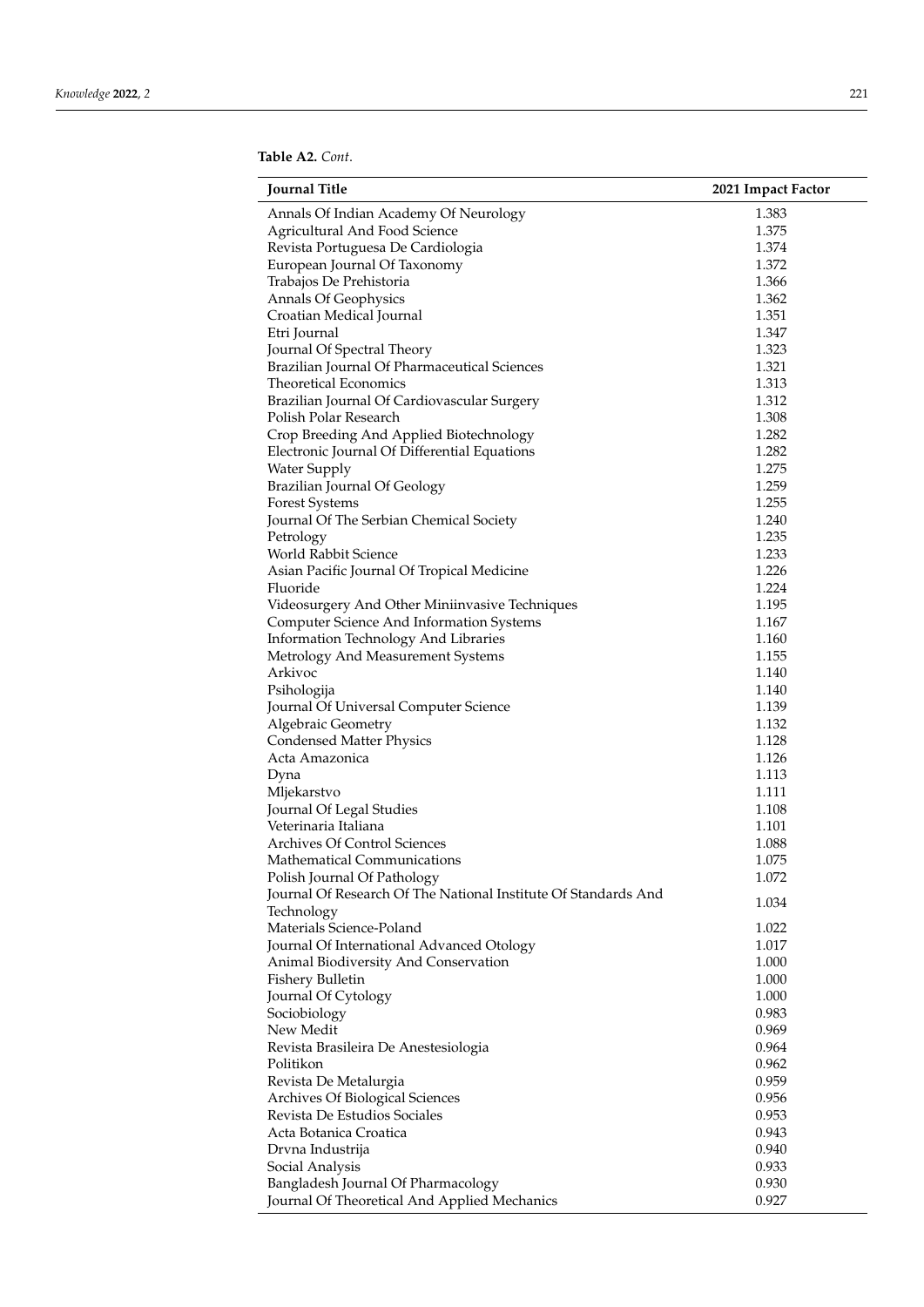**Table A2.** *Cont.*

| Journal Title | 2021 Impact Factor |
|---|---|
| Annals Of Indian Academy Of Neurology | 1.383 |
| Agricultural And Food Science | 1.375 |
| Revista Portuguesa De Cardiologia | 1.374 |
| European Journal Of Taxonomy | 1.372 |
| Trabajos De Prehistoria | 1.366 |
| Annals Of Geophysics | 1.362 |
| Croatian Medical Journal | 1.351 |
| Etri Journal | 1.347 |
| Journal Of Spectral Theory | 1.323 |
| Brazilian Journal Of Pharmaceutical Sciences | 1.321 |
| Theoretical Economics | 1.313 |
| Brazilian Journal Of Cardiovascular Surgery | 1.312 |
| Polish Polar Research | 1.308 |
| Crop Breeding And Applied Biotechnology | 1.282 |
| Electronic Journal Of Differential Equations | 1.282 |
| Water Supply | 1.275 |
| Brazilian Journal Of Geology | 1.259 |
| Forest Systems | 1.255 |
| Journal Of The Serbian Chemical Society | 1.240 |
| Petrology | 1.235 |
| World Rabbit Science | 1.233 |
| Asian Pacific Journal Of Tropical Medicine | 1.226 |
| Fluoride | 1.224 |
| Videosurgery And Other Miniinvasive Techniques | 1.195 |
| Computer Science And Information Systems | 1.167 |
| Information Technology And Libraries | 1.160 |
| Metrology And Measurement Systems | 1.155 |
| Arkivoc | 1.140 |
| Psihologija | 1.140 |
| Journal Of Universal Computer Science | 1.139 |
| Algebraic Geometry | 1.132 |
| Condensed Matter Physics | 1.128 |
| Acta Amazonica | 1.126 |
| Dyna | 1.113 |
| Mljekarstvo | 1.111 |
| Journal Of Legal Studies | 1.108 |
| Veterinaria Italiana | 1.101 |
| Archives Of Control Sciences | 1.088 |
| Mathematical Communications | 1.075 |
| Polish Journal Of Pathology | 1.072 |
| Journal Of Research Of The National Institute Of Standards And Technology | 1.034 |
| Materials Science-Poland | 1.022 |
| Journal Of International Advanced Otology | 1.017 |
| Animal Biodiversity And Conservation | 1.000 |
| Fishery Bulletin | 1.000 |
| Journal Of Cytology | 1.000 |
| Sociobiology | 0.983 |
| New Medit | 0.969 |
| Revista Brasileira De Anestesiologia | 0.964 |
| Politikon | 0.962 |
| Revista De Metalurgia | 0.959 |
| Archives Of Biological Sciences | 0.956 |
| Revista De Estudios Sociales | 0.953 |
| Acta Botanica Croatica | 0.943 |
| Drvna Industrija | 0.940 |
| Social Analysis | 0.933 |
| Bangladesh Journal Of Pharmacology | 0.930 |
| Journal Of Theoretical And Applied Mechanics | 0.927 |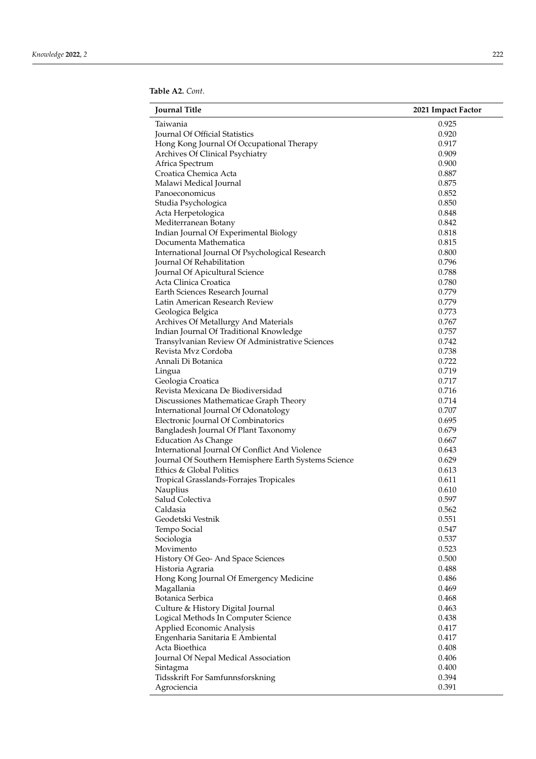**Table A2.** *Cont.*

| Journal Title | 2021 Impact Factor |
| --- | --- |
| Taiwania | 0.925 |
| Journal Of Official Statistics | 0.920 |
| Hong Kong Journal Of Occupational Therapy | 0.917 |
| Archives Of Clinical Psychiatry | 0.909 |
| Africa Spectrum | 0.900 |
| Croatica Chemica Acta | 0.887 |
| Malawi Medical Journal | 0.875 |
| Panoeconomicus | 0.852 |
| Studia Psychologica | 0.850 |
| Acta Herpetologica | 0.848 |
| Mediterranean Botany | 0.842 |
| Indian Journal Of Experimental Biology | 0.818 |
| Documenta Mathematica | 0.815 |
| International Journal Of Psychological Research | 0.800 |
| Journal Of Rehabilitation | 0.796 |
| Journal Of Apicultural Science | 0.788 |
| Acta Clinica Croatica | 0.780 |
| Earth Sciences Research Journal | 0.779 |
| Latin American Research Review | 0.779 |
| Geologica Belgica | 0.773 |
| Archives Of Metallurgy And Materials | 0.767 |
| Indian Journal Of Traditional Knowledge | 0.757 |
| Transylvanian Review Of Administrative Sciences | 0.742 |
| Revista Mvz Cordoba | 0.738 |
| Annali Di Botanica | 0.722 |
| Lingua | 0.719 |
| Geologia Croatica | 0.717 |
| Revista Mexicana De Biodiversidad | 0.716 |
| Discussiones Mathematicae Graph Theory | 0.714 |
| International Journal Of Odonatology | 0.707 |
| Electronic Journal Of Combinatorics | 0.695 |
| Bangladesh Journal Of Plant Taxonomy | 0.679 |
| Education As Change | 0.667 |
| International Journal Of Conflict And Violence | 0.643 |
| Journal Of Southern Hemisphere Earth Systems Science | 0.629 |
| Ethics & Global Politics | 0.613 |
| Tropical Grasslands-Forrajes Tropicales | 0.611 |
| Nauplius | 0.610 |
| Salud Colectiva | 0.597 |
| Caldasia | 0.562 |
| Geodetski Vestnik | 0.551 |
| Tempo Social | 0.547 |
| Sociologia | 0.537 |
| Movimento | 0.523 |
| History Of Geo- And Space Sciences | 0.500 |
| Historia Agraria | 0.488 |
| Hong Kong Journal Of Emergency Medicine | 0.486 |
| Magallania | 0.469 |
| Botanica Serbica | 0.468 |
| Culture & History Digital Journal | 0.463 |
| Logical Methods In Computer Science | 0.438 |
| Applied Economic Analysis | 0.417 |
| Engenharia Sanitaria E Ambiental | 0.417 |
| Acta Bioethica | 0.408 |
| Journal Of Nepal Medical Association | 0.406 |
| Sintagma | 0.400 |
| Tidsskrift For Samfunnsforskning | 0.394 |
| Agrociencia | 0.391 |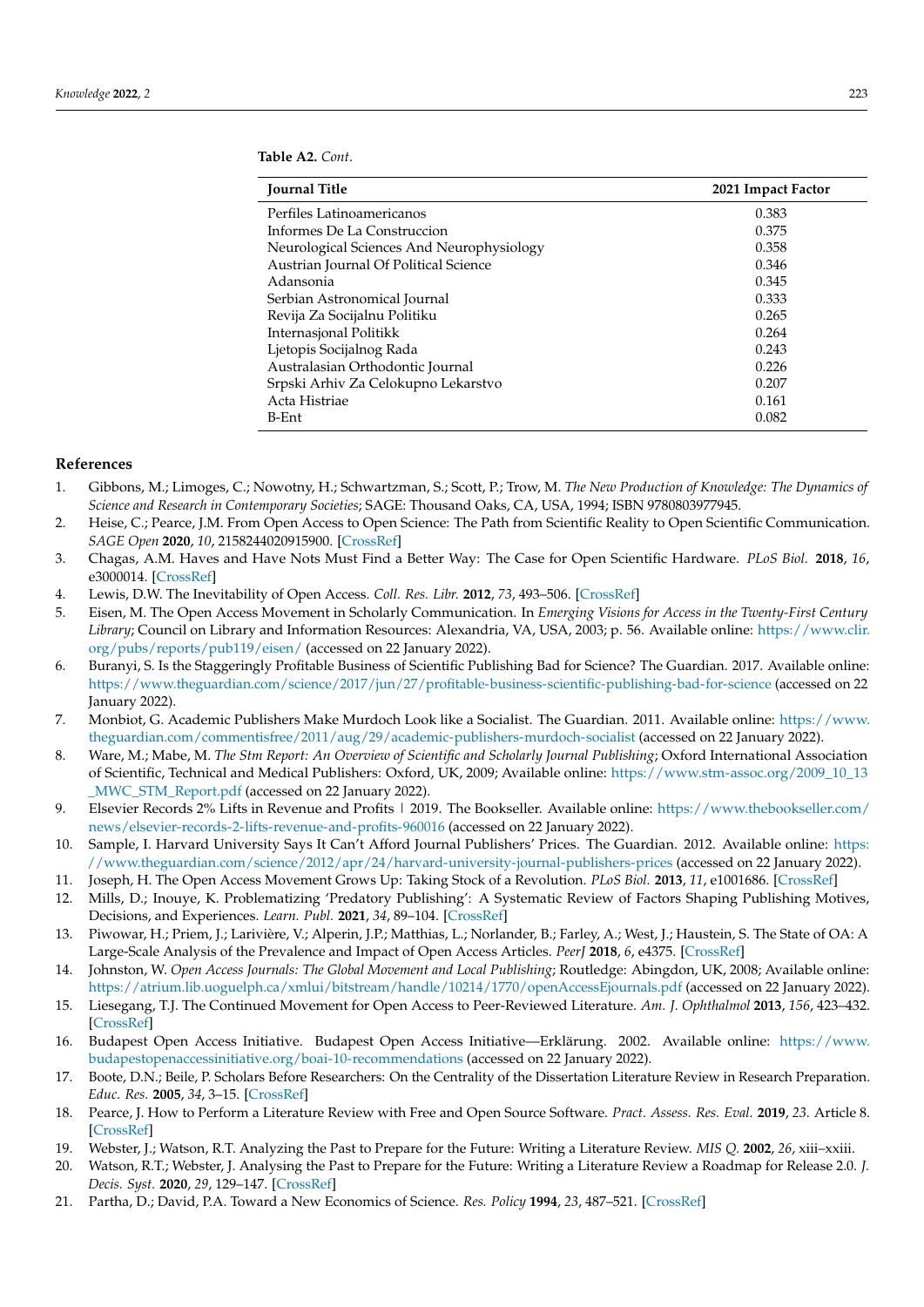**Table A2.** *Cont.*

| Journal Title | 2021 Impact Factor |
| --- | --- |
| Perfiles Latinoamericanos | 0.383 |
| Informes De La Construccion | 0.375 |
| Neurological Sciences And Neurophysiology | 0.358 |
| Austrian Journal Of Political Science | 0.346 |
| Adansonia | 0.345 |
| Serbian Astronomical Journal | 0.333 |
| Revija Za Socijalnu Politiku | 0.265 |
| Internasjonal Politikk | 0.264 |
| Ljetopis Socijalnog Rada | 0.243 |
| Australasian Orthodontic Journal | 0.226 |
| Srpski Arhiv Za Celokupno Lekarstvo | 0.207 |
| Acta Histriae | 0.161 |
| B-Ent | 0.082 |

## References

1. Gibbons, M.; Limoges, C.; Nowotny, H.; Schwartzman, S.; Scott, P.; Trow, M. *The New Production of Knowledge: The Dynamics of Science and Research in Contemporary Societies*; SAGE: Thousand Oaks, CA, USA, 1994; ISBN 9780803977945.
2. Heise, C.; Pearce, J.M. From Open Access to Open Science: The Path from Scientific Reality to Open Scientific Communication. *SAGE Open* **2020**, *10*, 2158244020915900. [CrossRef]
3. Chagas, A.M. Haves and Have Nots Must Find a Better Way: The Case for Open Scientific Hardware. *PLoS Biol.* **2018**, *16*, e3000014. [CrossRef]
4. Lewis, D.W. The Inevitability of Open Access. *Coll. Res. Libr.* **2012**, *73*, 493–506. [CrossRef]
5. Eisen, M. The Open Access Movement in Scholarly Communication. In *Emerging Visions for Access in the Twenty-First Century Library*; Council on Library and Information Resources: Alexandria, VA, USA, 2003; p. 56. Available online: https://www.clir.org/pubs/reports/pub119/eisen/ (accessed on 22 January 2022).
6. Buranyi, S. Is the Staggeringly Profitable Business of Scientific Publishing Bad for Science? The Guardian. 2017. Available online: https://www.theguardian.com/science/2017/jun/27/profitable-business-scientific-publishing-bad-for-science (accessed on 22 January 2022).
7. Monbiot, G. Academic Publishers Make Murdoch Look like a Socialist. The Guardian. 2011. Available online: https://www.theguardian.com/commentisfree/2011/aug/29/academic-publishers-murdoch-socialist (accessed on 22 January 2022).
8. Ware, M.; Mabe, M. *The Stm Report: An Overview of Scientific and Scholarly Journal Publishing*; Oxford International Association of Scientific, Technical and Medical Publishers: Oxford, UK, 2009; Available online: https://www.stm-assoc.org/2009_10_13_MWC_STM_Report.pdf (accessed on 22 January 2022).
9. Elsevier Records 2% Lifts in Revenue and Profits | 2019. The Bookseller. Available online: https://www.thebookseller.com/news/elsevier-records-2-lifts-revenue-and-profits-960016 (accessed on 22 January 2022).
10. Sample, I. Harvard University Says It Can't Afford Journal Publishers' Prices. The Guardian. 2012. Available online: https://www.theguardian.com/science/2012/apr/24/harvard-university-journal-publishers-prices (accessed on 22 January 2022).
11. Joseph, H. The Open Access Movement Grows Up: Taking Stock of a Revolution. *PLoS Biol.* **2013**, *11*, e1001686. [CrossRef]
12. Mills, D.; Inouye, K. Problematizing 'Predatory Publishing': A Systematic Review of Factors Shaping Publishing Motives, Decisions, and Experiences. *Learn. Publ.* **2021**, *34*, 89–104. [CrossRef]
13. Piwowar, H.; Priem, J.; Larivière, V.; Alperin, J.P.; Matthias, L.; Norlander, B.; Farley, A.; West, J.; Haustein, S. The State of OA: A Large-Scale Analysis of the Prevalence and Impact of Open Access Articles. *PeerJ* **2018**, *6*, e4375. [CrossRef]
14. Johnston, W. *Open Access Journals: The Global Movement and Local Publishing*; Routledge: Abingdon, UK, 2008; Available online: https://atrium.lib.uoguelph.ca/xmlui/bitstream/handle/10214/1770/openAccessEjournals.pdf (accessed on 22 January 2022).
15. Liesegang, T.J. The Continued Movement for Open Access to Peer-Reviewed Literature. *Am. J. Ophthalmol* **2013**, *156*, 423–432. [CrossRef]
16. Budapest Open Access Initiative. Budapest Open Access Initiative—Erklärung. 2002. Available online: https://www.budapestopenaccessinitiative.org/boai-10-recommendations (accessed on 22 January 2022).
17. Boote, D.N.; Beile, P. Scholars Before Researchers: On the Centrality of the Dissertation Literature Review in Research Preparation. *Educ. Res.* **2005**, *34*, 3–15. [CrossRef]
18. Pearce, J. How to Perform a Literature Review with Free and Open Source Software. *Pract. Assess. Res. Eval.* **2019**, *23*. Article 8. [CrossRef]
19. Webster, J.; Watson, R.T. Analyzing the Past to Prepare for the Future: Writing a Literature Review. *MIS Q.* **2002**, *26*, xiii–xxiii.
20. Watson, R.T.; Webster, J. Analysing the Past to Prepare for the Future: Writing a Literature Review a Roadmap for Release 2.0. *J. Decis. Syst.* **2020**, *29*, 129–147. [CrossRef]
21. Partha, D.; David, P.A. Toward a New Economics of Science. *Res. Policy* **1994**, *23*, 487–521. [CrossRef]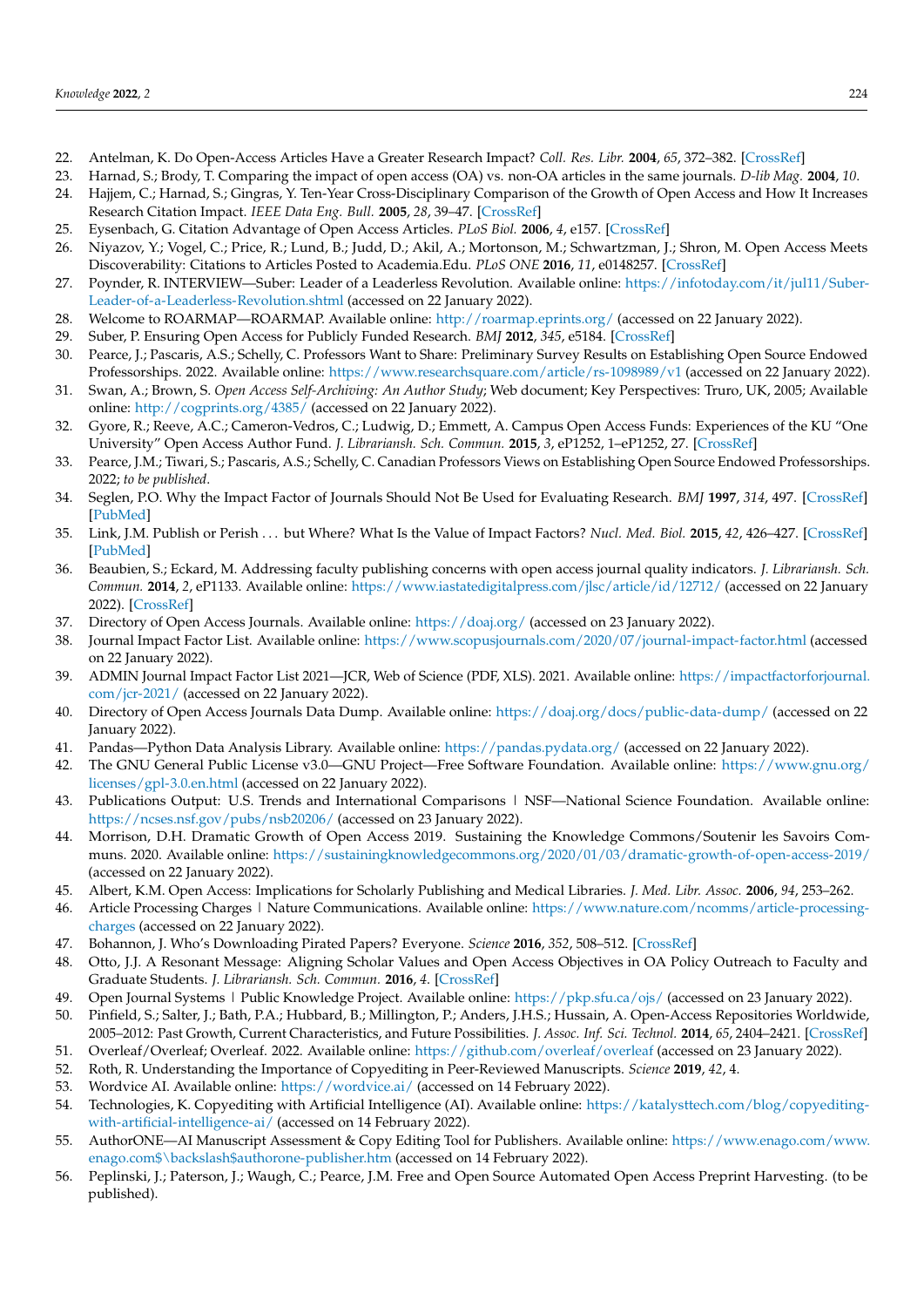22. Antelman, K. Do Open-Access Articles Have a Greater Research Impact? *Coll. Res. Libr.* **2004**, *65*, 372–382. [CrossRef]
23. Harnad, S.; Brody, T. Comparing the impact of open access (OA) vs. non-OA articles in the same journals. *D-lib Mag.* **2004**, *10*.
24. Hajjem, C.; Harnad, S.; Gingras, Y. Ten-Year Cross-Disciplinary Comparison of the Growth of Open Access and How It Increases Research Citation Impact. *IEEE Data Eng. Bull.* **2005**, *28*, 39–47. [CrossRef]
25. Eysenbach, G. Citation Advantage of Open Access Articles. *PLoS Biol.* **2006**, *4*, e157. [CrossRef]
26. Niyazov, Y.; Vogel, C.; Price, R.; Lund, B.; Judd, D.; Akil, A.; Mortonson, M.; Schwartzman, J.; Shron, M. Open Access Meets Discoverability: Citations to Articles Posted to Academia.Edu. *PLoS ONE* **2016**, *11*, e0148257. [CrossRef]
27. Poynder, R. INTERVIEW—Suber: Leader of a Leaderless Revolution. Available online: https://infotoday.com/it/jul11/Suber-Leader-of-a-Leaderless-Revolution.shtml (accessed on 22 January 2022).
28. Welcome to ROARMAP—ROARMAP. Available online: http://roarmap.eprints.org/ (accessed on 22 January 2022).
29. Suber, P. Ensuring Open Access for Publicly Funded Research. *BMJ* **2012**, *345*, e5184. [CrossRef]
30. Pearce, J.; Pascaris, A.S.; Schelly, C. Professors Want to Share: Preliminary Survey Results on Establishing Open Source Endowed Professorships. 2022. Available online: https://www.researchsquare.com/article/rs-1098989/v1 (accessed on 22 January 2022).
31. Swan, A.; Brown, S. *Open Access Self-Archiving: An Author Study*; Web document; Key Perspectives: Truro, UK, 2005; Available online: http://cogprints.org/4385/ (accessed on 22 January 2022).
32. Gyore, R.; Reeve, A.C.; Cameron-Vedros, C.; Ludwig, D.; Emmett, A. Campus Open Access Funds: Experiences of the KU "One University" Open Access Author Fund. *J. Librariansh. Sch. Commun.* **2015**, *3*, eP1252, 1–eP1252, 27. [CrossRef]
33. Pearce, J.M.; Tiwari, S.; Pascaris, A.S.; Schelly, C. Canadian Professors Views on Establishing Open Source Endowed Professorships. 2022; *to be published*.
34. Seglen, P.O. Why the Impact Factor of Journals Should Not Be Used for Evaluating Research. *BMJ* **1997**, *314*, 497. [CrossRef] [PubMed]
35. Link, J.M. Publish or Perish . . . but Where? What Is the Value of Impact Factors? *Nucl. Med. Biol.* **2015**, *42*, 426–427. [CrossRef] [PubMed]
36. Beaubien, S.; Eckard, M. Addressing faculty publishing concerns with open access journal quality indicators. *J. Librariansh. Sch. Commun.* **2014**, *2*, eP1133. Available online: https://www.iastatedigitalpress.com/jlsc/article/id/12712/ (accessed on 22 January 2022). [CrossRef]
37. Directory of Open Access Journals. Available online: https://doaj.org/ (accessed on 23 January 2022).
38. Journal Impact Factor List. Available online: https://www.scopusjournals.com/2020/07/journal-impact-factor.html (accessed on 22 January 2022).
39. ADMIN Journal Impact Factor List 2021—JCR, Web of Science (PDF, XLS). 2021. Available online: https://impactfactorforjournal.com/jcr-2021/ (accessed on 22 January 2022).
40. Directory of Open Access Journals Data Dump. Available online: https://doaj.org/docs/public-data-dump/ (accessed on 22 January 2022).
41. Pandas—Python Data Analysis Library. Available online: https://pandas.pydata.org/ (accessed on 22 January 2022).
42. The GNU General Public License v3.0—GNU Project—Free Software Foundation. Available online: https://www.gnu.org/licenses/gpl-3.0.en.html (accessed on 22 January 2022).
43. Publications Output: U.S. Trends and International Comparisons | NSF—National Science Foundation. Available online: https://ncses.nsf.gov/pubs/nsb20206/ (accessed on 23 January 2022).
44. Morrison, D.H. Dramatic Growth of Open Access 2019. Sustaining the Knowledge Commons/Soutenir les Savoirs Communs. 2020. Available online: https://sustainingknowledgecommons.org/2020/01/03/dramatic-growth-of-open-access-2019/ (accessed on 22 January 2022).
45. Albert, K.M. Open Access: Implications for Scholarly Publishing and Medical Libraries. *J. Med. Libr. Assoc.* **2006**, *94*, 253–262.
46. Article Processing Charges | Nature Communications. Available online: https://www.nature.com/ncomms/article-processing-charges (accessed on 22 January 2022).
47. Bohannon, J. Who's Downloading Pirated Papers? Everyone. *Science* **2016**, *352*, 508–512. [CrossRef]
48. Otto, J.J. A Resonant Message: Aligning Scholar Values and Open Access Objectives in OA Policy Outreach to Faculty and Graduate Students. *J. Librariansh. Sch. Commun.* **2016**, *4*. [CrossRef]
49. Open Journal Systems | Public Knowledge Project. Available online: https://pkp.sfu.ca/ojs/ (accessed on 23 January 2022).
50. Pinfield, S.; Salter, J.; Bath, P.A.; Hubbard, B.; Millington, P.; Anders, J.H.S.; Hussain, A. Open-Access Repositories Worldwide, 2005–2012: Past Growth, Current Characteristics, and Future Possibilities. *J. Assoc. Inf. Sci. Technol.* **2014**, *65*, 2404–2421. [CrossRef]
51. Overleaf/Overleaf; Overleaf. 2022. Available online: https://github.com/overleaf/overleaf (accessed on 23 January 2022).
52. Roth, R. Understanding the Importance of Copyediting in Peer-Reviewed Manuscripts. *Science* **2019**, *42*, 4.
53. Wordvice AI. Available online: https://wordvice.ai/ (accessed on 14 February 2022).
54. Technologies, K. Copyediting with Artificial Intelligence (AI). Available online: https://katalysttech.com/blog/copyediting-with-artificial-intelligence-ai/ (accessed on 14 February 2022).
55. AuthorONE—AI Manuscript Assessment & Copy Editing Tool for Publishers. Available online: https://www.enago.com/www.enago.com$\backslash$authorone-publisher.htm (accessed on 14 February 2022).
56. Peplinski, J.; Paterson, J.; Waugh, C.; Pearce, J.M. Free and Open Source Automated Open Access Preprint Harvesting. (to be published).